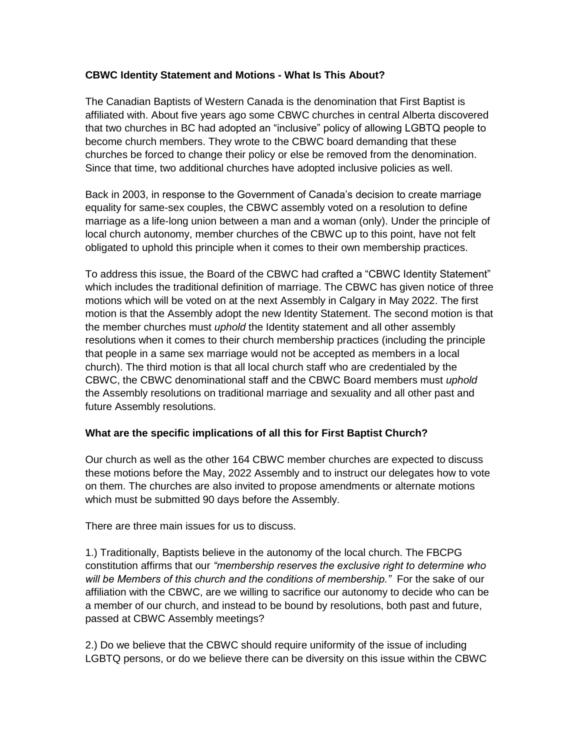**CBWC Identity Statement and Motions - What Is This About?**

The Canadian Baptists of Western Canada is the denomination that First Baptist is affiliated with. About five years ago some CBWC churches in central Alberta discovered that two churches in BC had adopted an "inclusive" policy of allowing LGBTQ people to become church members. They wrote to the CBWC board demanding that these churches be forced to change their policy or else be removed from the denomination. Since that time, two additional churches have adopted inclusive policies as well.

Back in 2003, in response to the Government of Canada's decision to create marriage equality for same-sex couples, the CBWC assembly voted on a resolution to define marriage as a life-long union between a man and a woman (only). Under the principle of local church autonomy, member churches of the CBWC up to this point, have not felt obligated to uphold this principle when it comes to their own membership practices.

To address this issue, the Board of the CBWC had crafted a "CBWC Identity Statement" which includes the traditional definition of marriage. The CBWC has given notice of three motions which will be voted on at the next Assembly in Calgary in May 2022. The first motion is that the Assembly adopt the new Identity Statement. The second motion is that the member churches must *uphold* the Identity statement and all other assembly resolutions when it comes to their church membership practices (including the principle that people in a same sex marriage would not be accepted as members in a local church). The third motion is that all local church staff who are credentialed by the CBWC, the CBWC denominational staff and the CBWC Board members must *uphold* the Assembly resolutions on traditional marriage and sexuality and all other past and future Assembly resolutions.

**What are the specific implications of all this for First Baptist Church?**

Our church as well as the other 164 CBWC member churches are expected to discuss these motions before the May, 2022 Assembly and to instruct our delegates how to vote on them. The churches are also invited to propose amendments or alternate motions which must be submitted 90 days before the Assembly.

There are three main issues for us to discuss.

1.) Traditionally, Baptists believe in the autonomy of the local church. The FBCPG constitution affirms that our *"membership reserves the exclusive right to determine who will be Members of this church and the conditions of membership."* For the sake of our affiliation with the CBWC, are we willing to sacrifice our autonomy to decide who can be a member of our church, and instead to be bound by resolutions, both past and future, passed at CBWC Assembly meetings?

2.) Do we believe that the CBWC should require uniformity of the issue of including LGBTQ persons, or do we believe there can be diversity on this issue within the CBWC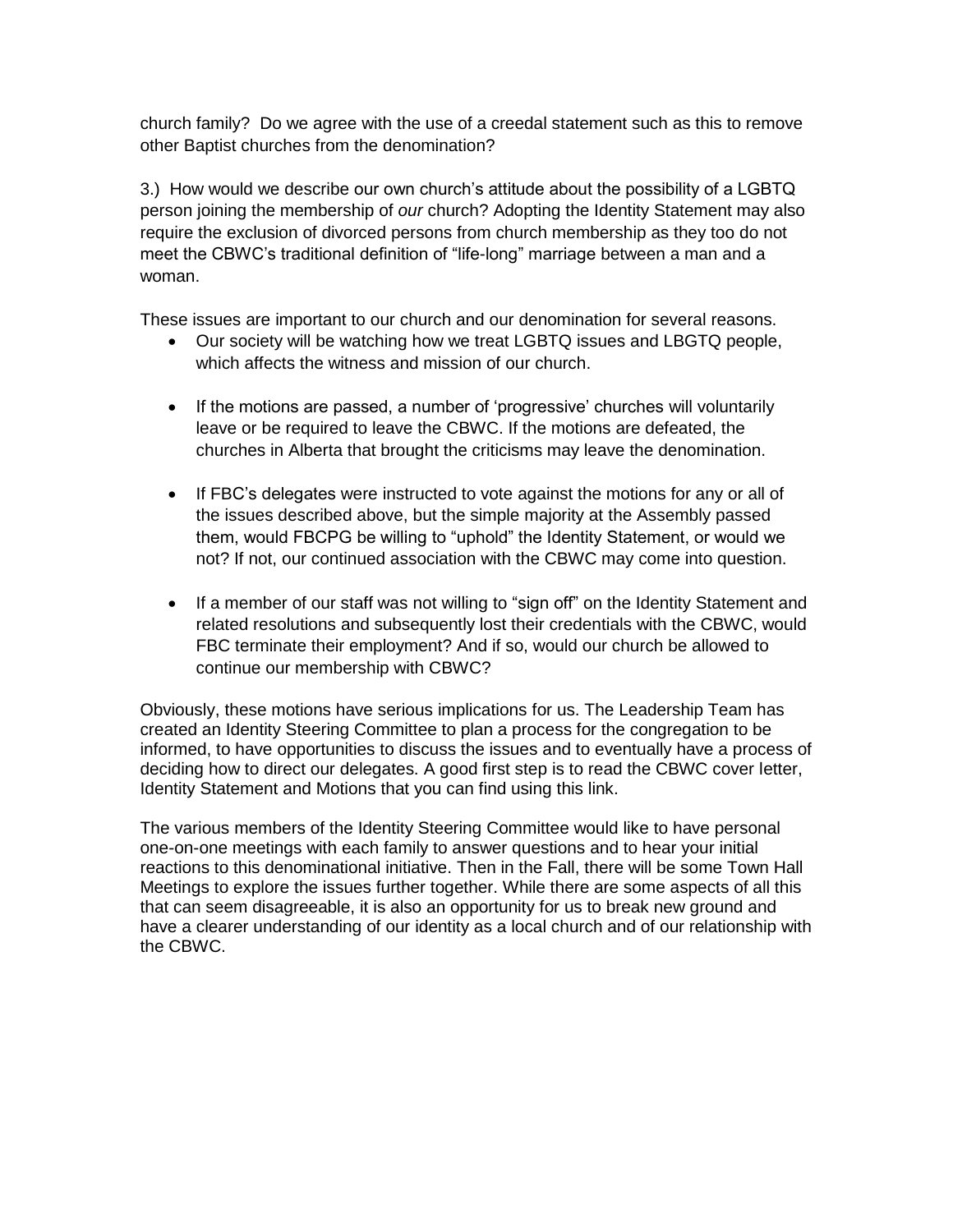church family? Do we agree with the use of a creedal statement such as this to remove other Baptist churches from the denomination?

3.) How would we describe our own church's attitude about the possibility of a LGBTQ person joining the membership of *our* church? Adopting the Identity Statement may also require the exclusion of divorced persons from church membership as they too do not meet the CBWC's traditional definition of "life-long" marriage between a man and a woman.

These issues are important to our church and our denomination for several reasons.

- Our society will be watching how we treat LGBTQ issues and LBGTQ people, which affects the witness and mission of our church.
- If the motions are passed, a number of 'progressive' churches will voluntarily leave or be required to leave the CBWC. If the motions are defeated, the churches in Alberta that brought the criticisms may leave the denomination.
- If FBC's delegates were instructed to vote against the motions for any or all of the issues described above, but the simple majority at the Assembly passed them, would FBCPG be willing to "uphold" the Identity Statement, or would we not? If not, our continued association with the CBWC may come into question.
- If a member of our staff was not willing to "sign off" on the Identity Statement and related resolutions and subsequently lost their credentials with the CBWC, would FBC terminate their employment? And if so, would our church be allowed to continue our membership with CBWC?

Obviously, these motions have serious implications for us. The Leadership Team has created an Identity Steering Committee to plan a process for the congregation to be informed, to have opportunities to discuss the issues and to eventually have a process of deciding how to direct our delegates. A good first step is to read the CBWC cover letter, Identity Statement and Motions that you can find using this link.

The various members of the Identity Steering Committee would like to have personal one-on-one meetings with each family to answer questions and to hear your initial reactions to this denominational initiative. Then in the Fall, there will be some Town Hall Meetings to explore the issues further together. While there are some aspects of all this that can seem disagreeable, it is also an opportunity for us to break new ground and have a clearer understanding of our identity as a local church and of our relationship with the CBWC.